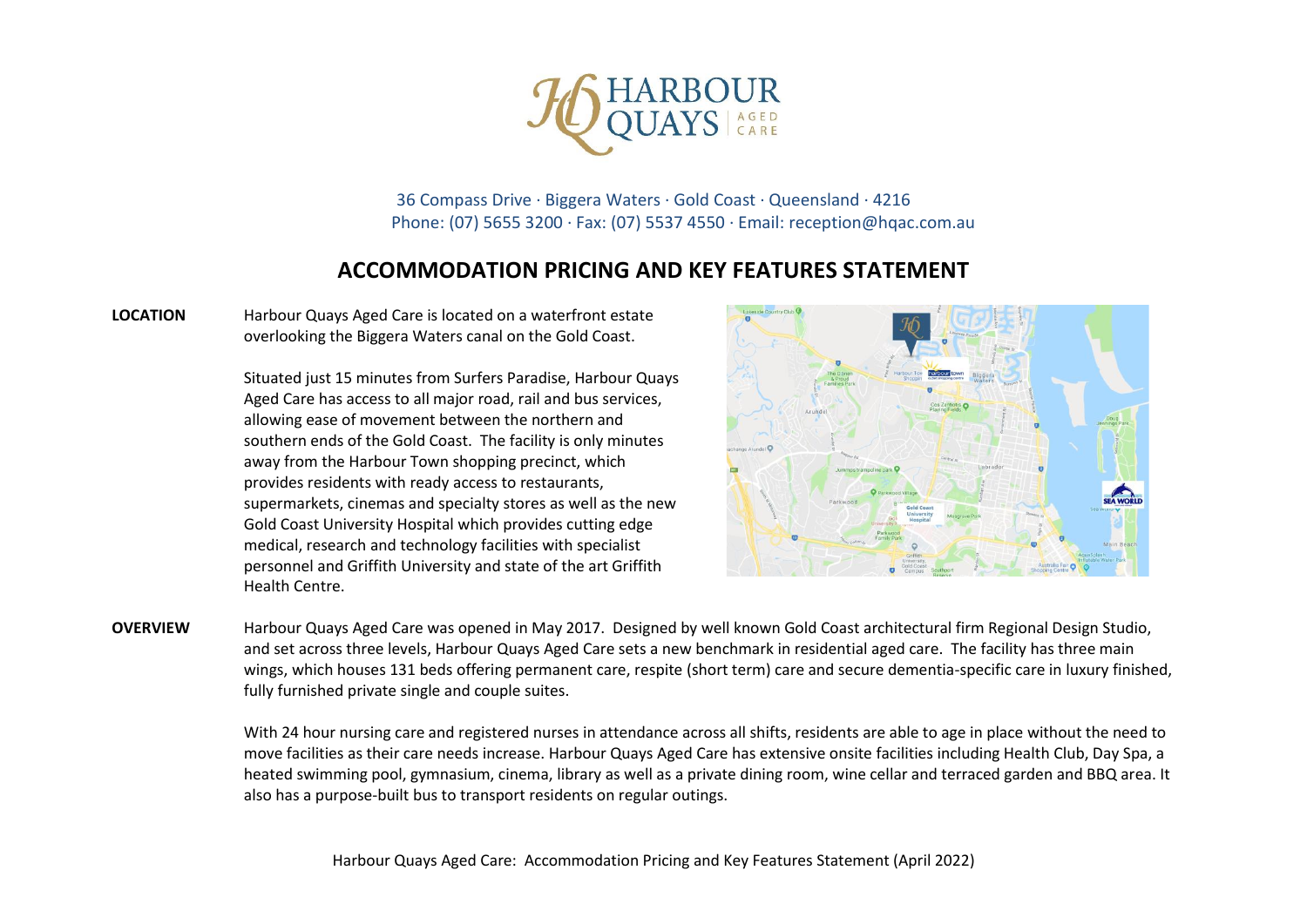HARBOUR QUAYS AGED CARE

36 Compass Drive · Biggera Waters · Gold Coast · Queensland · 4216
Phone: (07) 5655 3200 · Fax: (07) 5537 4550 · Email: reception@hqac.com.au

# ACCOMMODATION PRICING AND KEY FEATURES STATEMENT

**LOCATION**

Harbour Quays Aged Care is located on a waterfront estate overlooking the Biggera Waters canal on the Gold Coast.

Situated just 15 minutes from Surfers Paradise, Harbour Quays Aged Care has access to all major road, rail and bus services, allowing ease of movement between the northern and southern ends of the Gold Coast. The facility is only minutes away from the Harbour Town shopping precinct, which provides residents with ready access to restaurants, supermarkets, cinemas and specialty stores as well as the new Gold Coast University Hospital which provides cutting edge medical, research and technology facilities with specialist personnel and Griffith University and state of the art Griffith Health Centre.

**OVERVIEW**

Harbour Quays Aged Care was opened in May 2017. Designed by well known Gold Coast architectural firm Regional Design Studio, and set across three levels, Harbour Quays Aged Care sets a new benchmark in residential aged care. The facility has three main wings, which houses 131 beds offering permanent care, respite (short term) care and secure dementia-specific care in luxury finished, fully furnished private single and couple suites.

With 24 hour nursing care and registered nurses in attendance across all shifts, residents are able to age in place without the need to move facilities as their care needs increase. Harbour Quays Aged Care has extensive onsite facilities including Health Club, Day Spa, a heated swimming pool, gymnasium, cinema, library as well as a private dining room, wine cellar and terraced garden and BBQ area. It also has a purpose-built bus to transport residents on regular outings.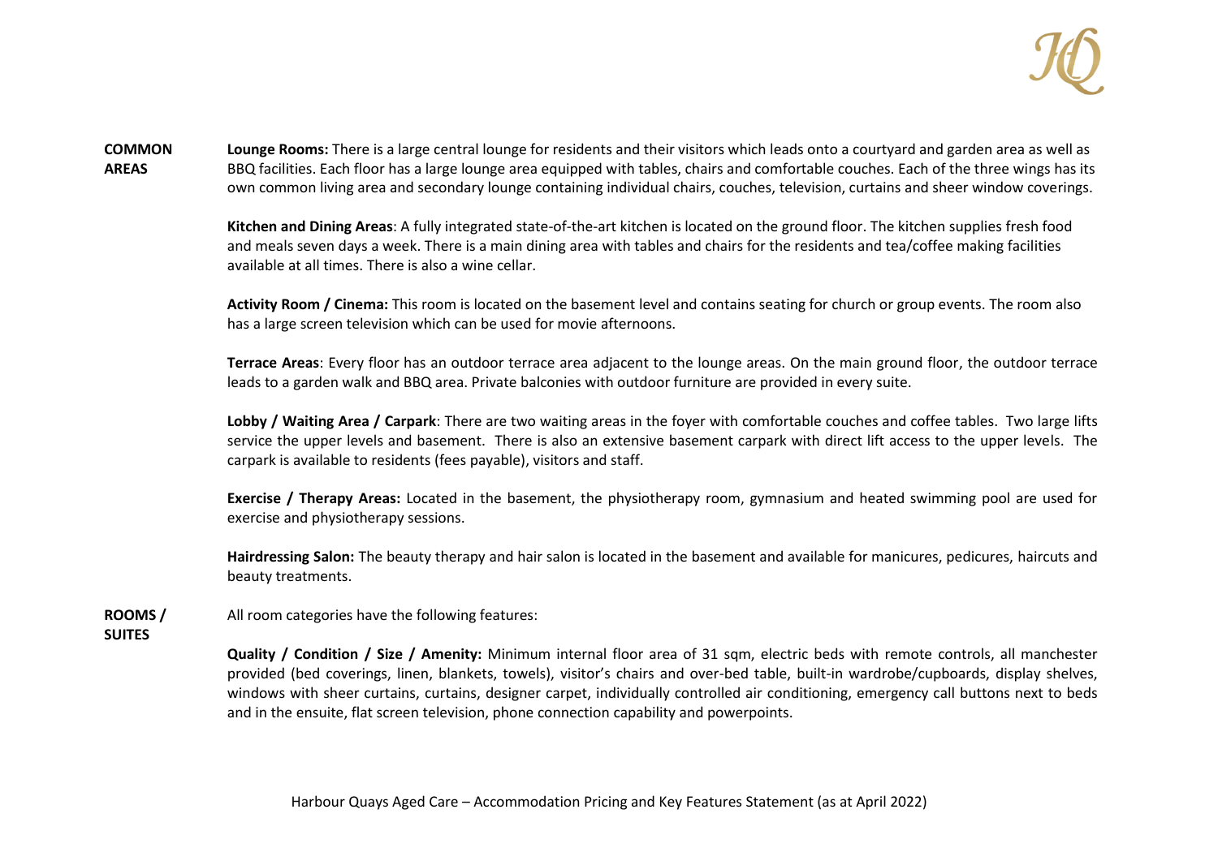## COMMON AREAS

**Lounge Rooms:** There is a large central lounge for residents and their visitors which leads onto a courtyard and garden area as well as BBQ facilities. Each floor has a large lounge area equipped with tables, chairs and comfortable couches. Each of the three wings has its own common living area and secondary lounge containing individual chairs, couches, television, curtains and sheer window coverings.

**Kitchen and Dining Areas**: A fully integrated state-of-the-art kitchen is located on the ground floor. The kitchen supplies fresh food and meals seven days a week. There is a main dining area with tables and chairs for the residents and tea/coffee making facilities available at all times. There is also a wine cellar.

**Activity Room / Cinema:** This room is located on the basement level and contains seating for church or group events. The room also has a large screen television which can be used for movie afternoons.

**Terrace Areas**: Every floor has an outdoor terrace area adjacent to the lounge areas. On the main ground floor, the outdoor terrace leads to a garden walk and BBQ area. Private balconies with outdoor furniture are provided in every suite.

**Lobby / Waiting Area / Carpark**: There are two waiting areas in the foyer with comfortable couches and coffee tables. Two large lifts service the upper levels and basement. There is also an extensive basement carpark with direct lift access to the upper levels. The carpark is available to residents (fees payable), visitors and staff.

**Exercise / Therapy Areas:** Located in the basement, the physiotherapy room, gymnasium and heated swimming pool are used for exercise and physiotherapy sessions.

**Hairdressing Salon:** The beauty therapy and hair salon is located in the basement and available for manicures, pedicures, haircuts and beauty treatments.

## ROOMS / SUITES

All room categories have the following features:

**Quality / Condition / Size / Amenity:** Minimum internal floor area of 31 sqm, electric beds with remote controls, all manchester provided (bed coverings, linen, blankets, towels), visitor's chairs and over-bed table, built-in wardrobe/cupboards, display shelves, windows with sheer curtains, curtains, designer carpet, individually controlled air conditioning, emergency call buttons next to beds and in the ensuite, flat screen television, phone connection capability and powerpoints.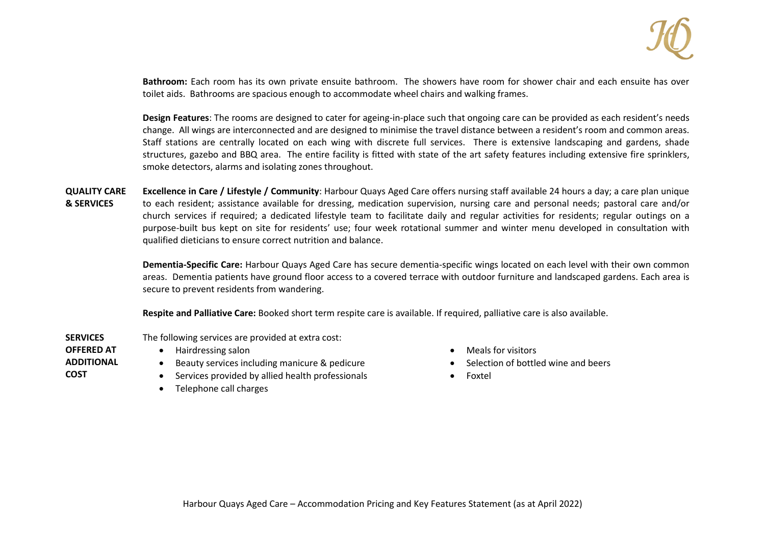**Bathroom:** Each room has its own private ensuite bathroom. The showers have room for shower chair and each ensuite has over toilet aids. Bathrooms are spacious enough to accommodate wheel chairs and walking frames.

**Design Features**: The rooms are designed to cater for ageing-in-place such that ongoing care can be provided as each resident's needs change. All wings are interconnected and are designed to minimise the travel distance between a resident's room and common areas. Staff stations are centrally located on each wing with discrete full services. There is extensive landscaping and gardens, shade structures, gazebo and BBQ area. The entire facility is fitted with state of the art safety features including extensive fire sprinklers, smoke detectors, alarms and isolating zones throughout.

## QUALITY CARE & SERVICES

**Excellence in Care / Lifestyle / Community**: Harbour Quays Aged Care offers nursing staff available 24 hours a day; a care plan unique to each resident; assistance available for dressing, medication supervision, nursing care and personal needs; pastoral care and/or church services if required; a dedicated lifestyle team to facilitate daily and regular activities for residents; regular outings on a purpose-built bus kept on site for residents' use; four week rotational summer and winter menu developed in consultation with qualified dieticians to ensure correct nutrition and balance.

**Dementia-Specific Care:** Harbour Quays Aged Care has secure dementia-specific wings located on each level with their own common areas. Dementia patients have ground floor access to a covered terrace with outdoor furniture and landscaped gardens. Each area is secure to prevent residents from wandering.

**Respite and Palliative Care:** Booked short term respite care is available. If required, palliative care is also available.

## SERVICES OFFERED AT ADDITIONAL COST

The following services are provided at extra cost:

- Hairdressing salon
- Beauty services including manicure & pedicure
- Services provided by allied health professionals
- Telephone call charges
- Meals for visitors
- Selection of bottled wine and beers
- Foxtel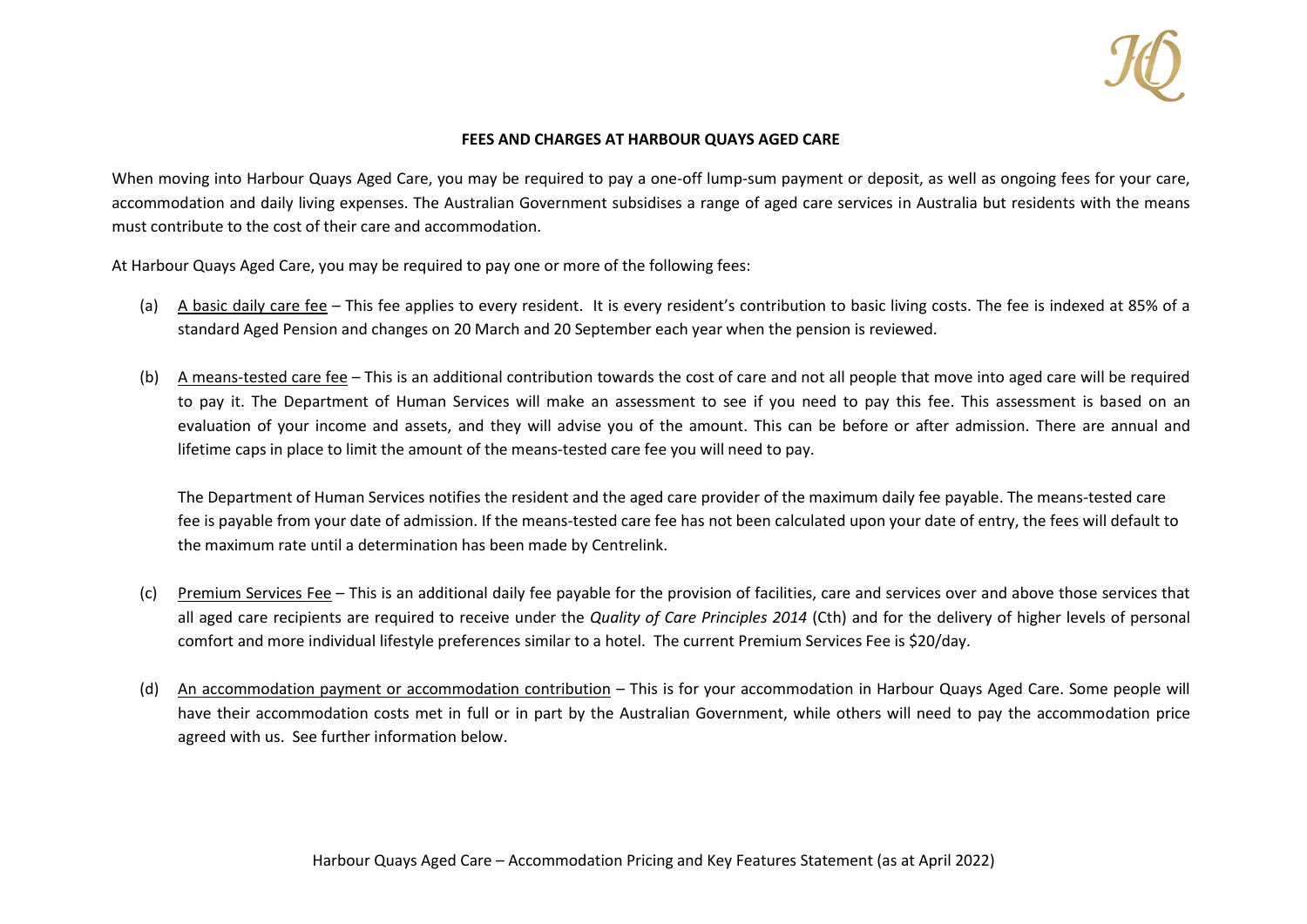**FEES AND CHARGES AT HARBOUR QUAYS AGED CARE**

When moving into Harbour Quays Aged Care, you may be required to pay a one-off lump-sum payment or deposit, as well as ongoing fees for your care, accommodation and daily living expenses. The Australian Government subsidises a range of aged care services in Australia but residents with the means must contribute to the cost of their care and accommodation.

At Harbour Quays Aged Care, you may be required to pay one or more of the following fees:

(a) A basic daily care fee – This fee applies to every resident. It is every resident's contribution to basic living costs. The fee is indexed at 85% of a standard Aged Pension and changes on 20 March and 20 September each year when the pension is reviewed.

(b) A means-tested care fee – This is an additional contribution towards the cost of care and not all people that move into aged care will be required to pay it. The Department of Human Services will make an assessment to see if you need to pay this fee. This assessment is based on an evaluation of your income and assets, and they will advise you of the amount. This can be before or after admission. There are annual and lifetime caps in place to limit the amount of the means-tested care fee you will need to pay.

    The Department of Human Services notifies the resident and the aged care provider of the maximum daily fee payable. The means-tested care fee is payable from your date of admission. If the means-tested care fee has not been calculated upon your date of entry, the fees will default to the maximum rate until a determination has been made by Centrelink.

(c) Premium Services Fee – This is an additional daily fee payable for the provision of facilities, care and services over and above those services that all aged care recipients are required to receive under the *Quality of Care Principles 2014* (Cth) and for the delivery of higher levels of personal comfort and more individual lifestyle preferences similar to a hotel. The current Premium Services Fee is $20/day.

(d) An accommodation payment or accommodation contribution – This is for your accommodation in Harbour Quays Aged Care. Some people will have their accommodation costs met in full or in part by the Australian Government, while others will need to pay the accommodation price agreed with us. See further information below.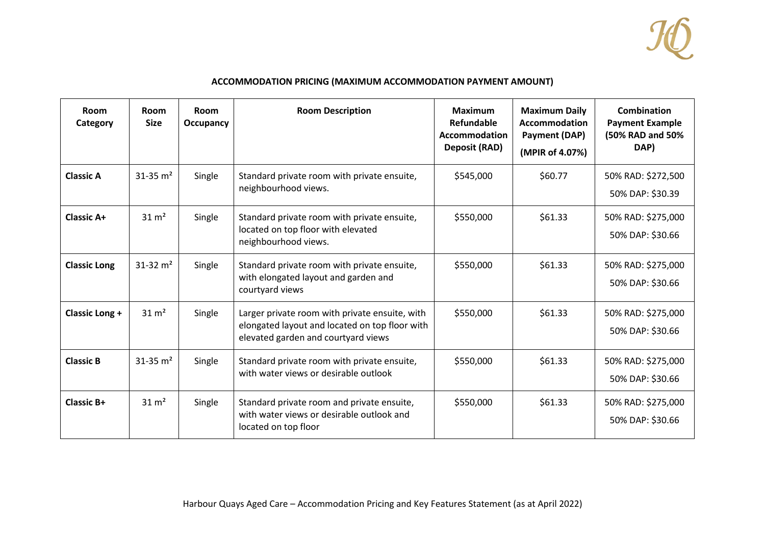**ACCOMMODATION PRICING (MAXIMUM ACCOMMODATION PAYMENT AMOUNT)**

| Room Category | Room Size | Room Occupancy | Room Description | Maximum Refundable Accommodation Deposit (RAD) | Maximum Daily Accommodation Payment (DAP) (MPIR of 4.07%) | Combination Payment Example (50% RAD and 50% DAP) |
|---|---|---|---|---|---|---|
| **Classic A** | 31-35 $m^2$ | Single | Standard private room with private ensuite, neighbourhood views. | $545,000 | $60.77 | 50% RAD: $272,500<br>50% DAP: $30.39 |
| **Classic A+** | 31 $m^2$ | Single | Standard private room with private ensuite, located on top floor with elevated neighbourhood views. | $550,000 | $61.33 | 50% RAD: $275,000<br>50% DAP: $30.66 |
| **Classic Long** | 31-32 $m^2$ | Single | Standard private room with private ensuite, with elongated layout and garden and courtyard views | $550,000 | $61.33 | 50% RAD: $275,000<br>50% DAP: $30.66 |
| **Classic Long +** | 31 $m^2$ | Single | Larger private room with private ensuite, with elongated layout and located on top floor with elevated garden and courtyard views | $550,000 | $61.33 | 50% RAD: $275,000<br>50% DAP: $30.66 |
| **Classic B** | 31-35 $m^2$ | Single | Standard private room with private ensuite, with water views or desirable outlook | $550,000 | $61.33 | 50% RAD: $275,000<br>50% DAP: $30.66 |
| **Classic B+** | 31 $m^2$ | Single | Standard private room and private ensuite, with water views or desirable outlook and located on top floor | $550,000 | $61.33 | 50% RAD: $275,000<br>50% DAP: $30.66 |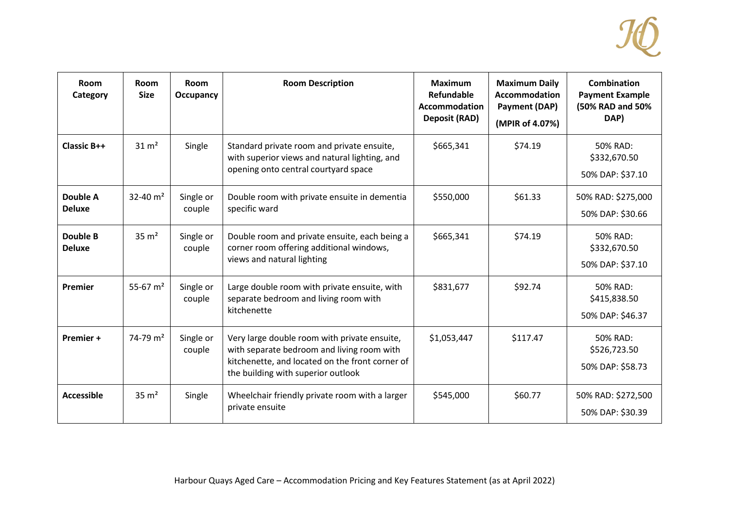| Room Category | Room Size | Room Occupancy | Room Description | Maximum Refundable Accommodation Deposit (RAD) | Maximum Daily Accommodation Payment (DAP) (MPIR of 4.07%) | Combination Payment Example (50% RAD and 50% DAP) |
|---|---|---|---|---|---|---|
| **Classic B++** | 31 m² | Single | Standard private room and private ensuite, with superior views and natural lighting, and opening onto central courtyard space | $665,341 | $74.19 | 50% RAD: $332,670.50<br>50% DAP: $37.10 |
| **Double A Deluxe** | 32-40 m² | Single or couple | Double room with private ensuite in dementia specific ward | $550,000 | $61.33 | 50% RAD: $275,000<br>50% DAP: $30.66 |
| **Double B Deluxe** | 35 m² | Single or couple | Double room and private ensuite, each being a corner room offering additional windows, views and natural lighting | $665,341 | $74.19 | 50% RAD: $332,670.50<br>50% DAP: $37.10 |
| **Premier** | 55-67 m² | Single or couple | Large double room with private ensuite, with separate bedroom and living room with kitchenette | $831,677 | $92.74 | 50% RAD: $415,838.50<br>50% DAP: $46.37 |
| **Premier +** | 74-79 m² | Single or couple | Very large double room with private ensuite, with separate bedroom and living room with kitchenette, and located on the front corner of the building with superior outlook | $1,053,447 | $117.47 | 50% RAD: $526,723.50<br>50% DAP: $58.73 |
| **Accessible** | 35 m² | Single | Wheelchair friendly private room with a larger private ensuite | $545,000 | $60.77 | 50% RAD: $272,500<br>50% DAP: $30.39 |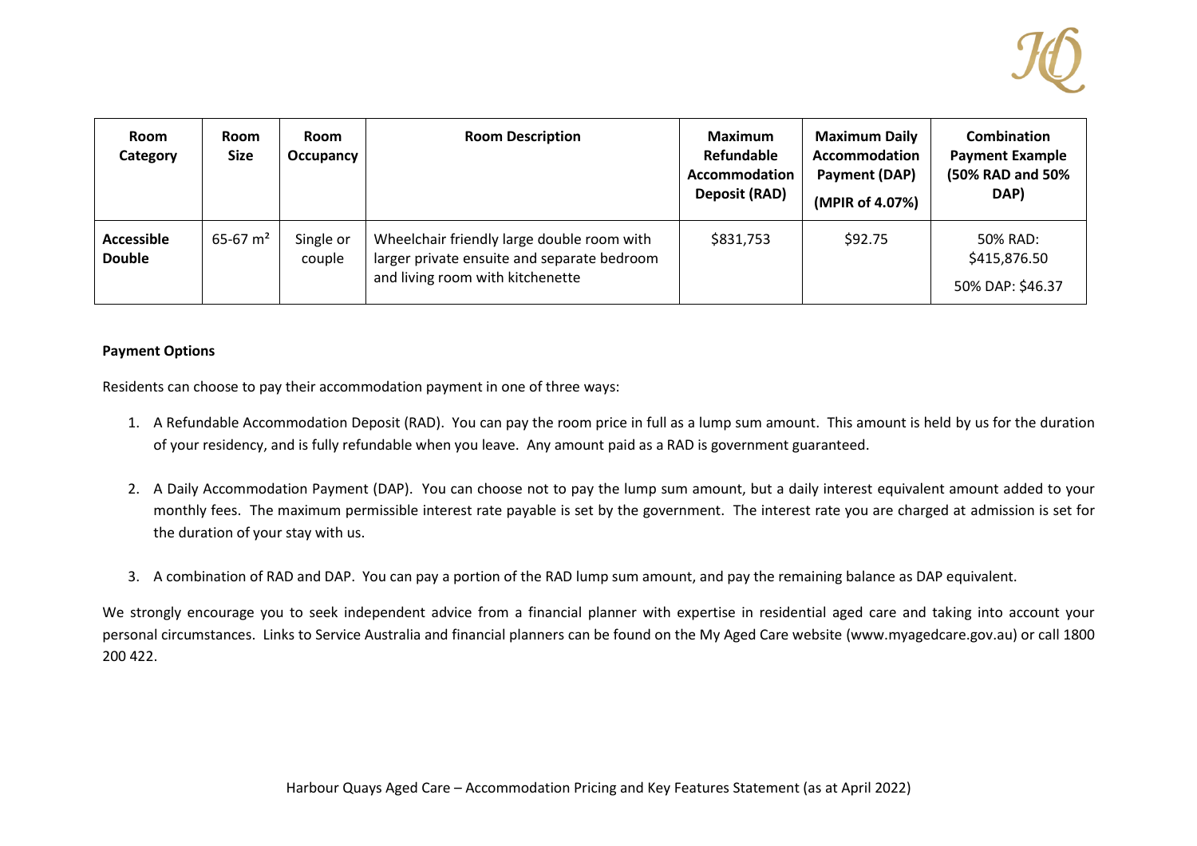| Room Category | Room Size | Room Occupancy | Room Description | Maximum Refundable Accommodation Deposit (RAD) | Maximum Daily Accommodation Payment (DAP) (MPIR of 4.07%) | Combination Payment Example (50% RAD and 50% DAP) |
|---|---|---|---|---|---|---|
| **Accessible Double** | 65-67 m² | Single or couple | Wheelchair friendly large double room with larger private ensuite and separate bedroom and living room with kitchenette | $831,753 | $92.75 | 50% RAD: $415,876.50 50% DAP: $46.37 |

**Payment Options**

Residents can choose to pay their accommodation payment in one of three ways:

1. A Refundable Accommodation Deposit (RAD). You can pay the room price in full as a lump sum amount. This amount is held by us for the duration of your residency, and is fully refundable when you leave. Any amount paid as a RAD is government guaranteed.
2. A Daily Accommodation Payment (DAP). You can choose not to pay the lump sum amount, but a daily interest equivalent amount added to your monthly fees. The maximum permissible interest rate payable is set by the government. The interest rate you are charged at admission is set for the duration of your stay with us.
3. A combination of RAD and DAP. You can pay a portion of the RAD lump sum amount, and pay the remaining balance as DAP equivalent.

We strongly encourage you to seek independent advice from a financial planner with expertise in residential aged care and taking into account your personal circumstances. Links to Service Australia and financial planners can be found on the My Aged Care website (www.myagedcare.gov.au) or call 1800 200 422.